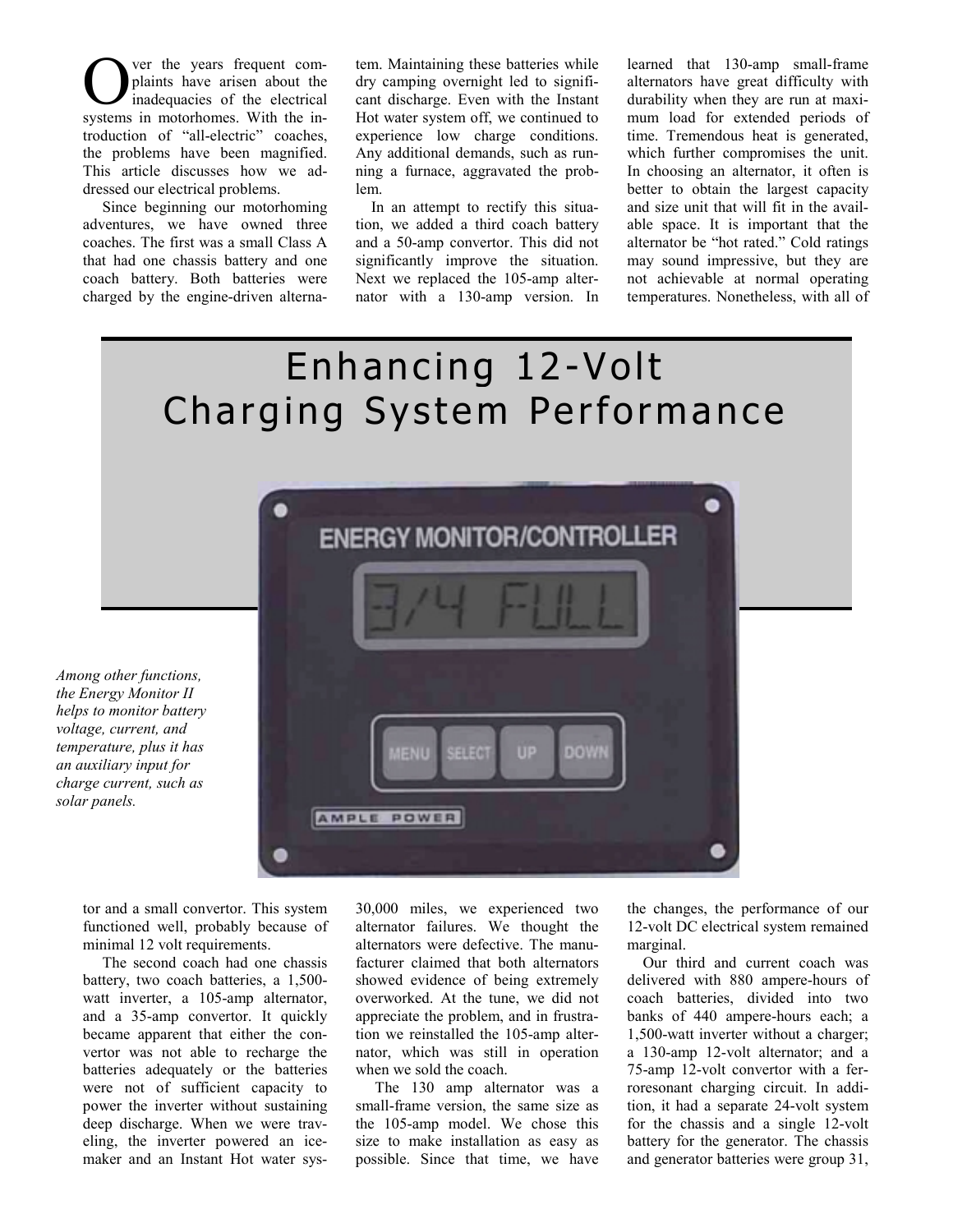# Enhancing 12-Volt Charging System Performance

Over the years frequent complaints have arisen about the inadequacies of the electrical systems in motorhomes. With the introduction of "all-electric" coaches, the problems have been magnified. This article discusses how we addressed our electrical problems.

Since beginning our motorhoming adventures, we have owned three coaches. The first was a small Class A that had one chassis battery and one coach battery. Both batteries were charged by the engine-driven alternator and a small convertor. This system functioned well, probably because of minimal 12 volt requirements.

The second coach had one chassis battery, two coach batteries, a 1,500-watt inverter, a 105-amp alternator, and a 35-amp convertor. It quickly became apparent that either the convertor was not able to recharge the batteries adequately or the batteries were not of sufficient capacity to power the inverter without sustaining deep discharge. When we were traveling, the inverter powered an icemaker and an Instant Hot water system. Maintaining these batteries while dry camping overnight led to significant discharge. Even with the Instant Hot water system off, we continued to experience low charge conditions. Any additional demands, such as running a furnace, aggravated the problem.

In an attempt to rectify this situation, we added a third coach battery and a 50-amp convertor. This did not significantly improve the situation. Next we replaced the 105-amp alternator with a 130-amp version. In 30,000 miles, we experienced two alternator failures. We thought the alternators were defective. The manufacturer claimed that both alternators showed evidence of being extremely overworked. At the tune, we did not appreciate the problem, and in frustration we reinstalled the 105-amp alternator, which was still in operation when we sold the coach.

The 130 amp alternator was a small-frame version, the same size as the 105-amp model. We chose this size to make installation as easy as possible. Since that time, we have learned that 130-amp small-frame alternators have great difficulty with durability when they are run at maximum load for extended periods of time. Tremendous heat is generated, which further compromises the unit. In choosing an alternator, it often is better to obtain the largest capacity and size unit that will fit in the available space. It is important that the alternator be "hot rated." Cold ratings may sound impressive, but they are not achievable at normal operating temperatures. Nonetheless, with all of the changes, the performance of our 12-volt DC electrical system remained marginal.

*Among other functions, the Energy Monitor II helps to monitor battery voltage, current, and temperature, plus it has an auxiliary input for charge current, such as solar panels.*

Our third and current coach was delivered with 880 ampere-hours of coach batteries, divided into two banks of 440 ampere-hours each; a 1,500-watt inverter without a charger; a 130-amp 12-volt alternator; and a 75-amp 12-volt convertor with a ferroresonant charging circuit. In addition, it had a separate 24-volt system for the chassis and a single 12-volt battery for the generator. The chassis and generator batteries were group 31,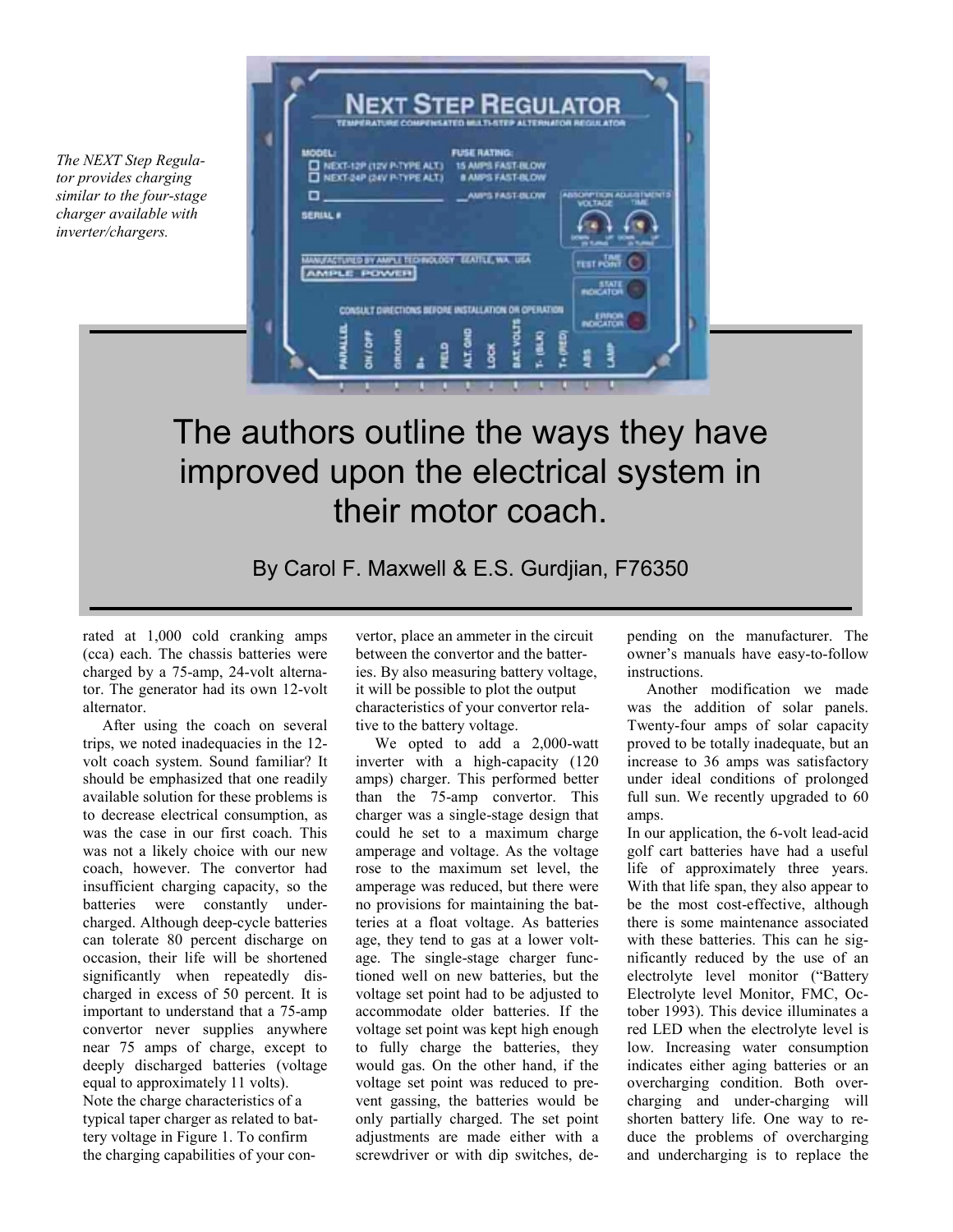*The NEXT Step Regulator provides charging similar to the four-stage charger available with inverter/chargers.*

# The authors outline the ways they have improved upon the electrical system in their motor coach.

By Carol F. Maxwell & E.S. Gurdjian, F76350

rated at 1,000 cold cranking amps (cca) each. The chassis batteries were charged by a 75-amp, 24-volt alternator. The generator had its own 12-volt alternator.

After using the coach on several trips, we noted inadequacies in the 12-volt coach system. Sound familiar? It should be emphasized that one readily available solution for these problems is to decrease electrical consumption, as was the case in our first coach. This was not a likely choice with our new coach, however. The convertor had insufficient charging capacity, so the batteries were constantly undercharged. Although deep-cycle batteries can tolerate 80 percent discharge on occasion, their life will be shortened significantly when repeatedly discharged in excess of 50 percent. It is important to understand that a 75-amp convertor never supplies anywhere near 75 amps of charge, except to deeply discharged batteries (voltage equal to approximately 11 volts). Note the charge characteristics of a typical taper charger as related to battery voltage in Figure 1. To confirm the charging capabilities of your convertor, place an ammeter in the circuit between the convertor and the batteries. By also measuring battery voltage, it will be possible to plot the output characteristics of your convertor relative to the battery voltage.

We opted to add a 2,000-watt inverter with a high-capacity (120 amps) charger. This performed better than the 75-amp convertor. This charger was a single-stage design that could he set to a maximum charge amperage and voltage. As the voltage rose to the maximum set level, the amperage was reduced, but there were no provisions for maintaining the batteries at a float voltage. As batteries age, they tend to gas at a lower voltage. The single-stage charger functioned well on new batteries, but the voltage set point had to be adjusted to accommodate older batteries. If the voltage set point was kept high enough to fully charge the batteries, they would gas. On the other hand, if the voltage set point was reduced to prevent gassing, the batteries would be only partially charged. The set point adjustments are made either with a screwdriver or with dip switches, depending on the manufacturer. The owner's manuals have easy-to-follow instructions.

Another modification we made was the addition of solar panels. Twenty-four amps of solar capacity proved to be totally inadequate, but an increase to 36 amps was satisfactory under ideal conditions of prolonged full sun. We recently upgraded to 60 amps.

In our application, the 6-volt lead-acid golf cart batteries have had a useful life of approximately three years. With that life span, they also appear to be the most cost-effective, although there is some maintenance associated with these batteries. This can he significantly reduced by the use of an electrolyte level monitor ("Battery Electrolyte level Monitor, FMC, October 1993). This device illuminates a red LED when the electrolyte level is low. Increasing water consumption indicates either aging batteries or an overcharging condition. Both overcharging and under-charging will shorten battery life. One way to reduce the problems of overcharging and undercharging is to replace the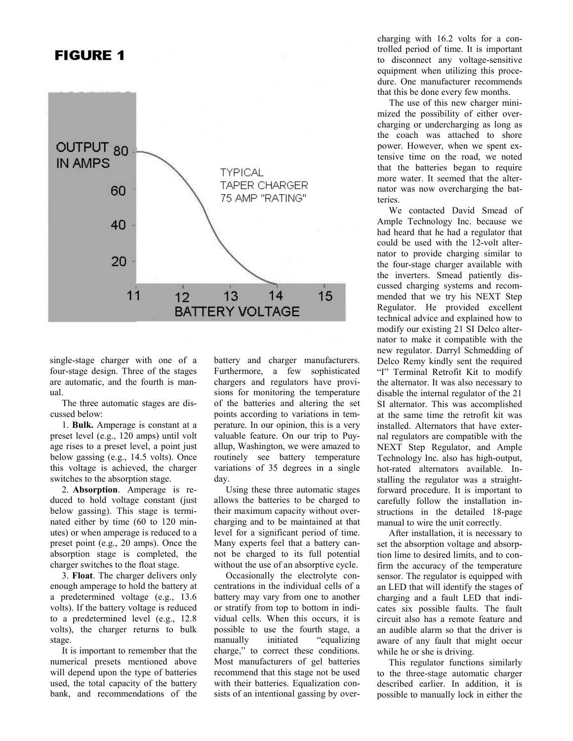## FIGURE 1

single-stage charger with one of a four-stage design. Three of the stages are automatic, and the fourth is manual.

The three automatic stages are discussed below:

1. **Bulk.** Amperage is constant at a preset level (e.g., 120 amps) until volt age rises to a preset level, a point just below gassing (e.g., 14.5 volts). Once this voltage is achieved, the charger switches to the absorption stage.

2. **Absorption**. Amperage is reduced to hold voltage constant (just below gassing). This stage is terminated either by time (60 to 120 minutes) or when amperage is reduced to a preset point (e.g., 20 amps). Once the absorption stage is completed, the charger switches to the float stage.

3. **Float**. The charger delivers only enough amperage to hold the battery at a predetermined voltage (e.g., 13.6 volts). If the battery voltage is reduced to a predetermined level (e.g., 12.8 volts), the charger returns to bulk stage.

It is important to remember that the numerical presets mentioned above will depend upon the type of batteries used, the total capacity of the battery bank, and recommendations of the battery and charger manufacturers. Furthermore, a few sophisticated chargers and regulators have provisions for monitoring the temperature of the batteries and altering the set points according to variations in temperature. In our opinion, this is a very valuable feature. On our trip to Puyallup, Washington, we were amazed to routinely see battery temperature variations of 35 degrees in a single day.

Using these three automatic stages allows the batteries to be charged to their maximum capacity without overcharging and to be maintained at that level for a significant period of time. Many experts feel that a battery cannot be charged to its full potential without the use of an absorptive cycle.

Occasionally the electrolyte concentrations in the individual cells of a battery may vary from one to another or stratify from top to bottom in individual cells. When this occurs, it is possible to use the fourth stage, a manually initiated "equalizing charge," to correct these conditions. Most manufacturers of gel batteries recommend that this stage not be used with their batteries. Equalization consists of an intentional gassing by overcharging with 16.2 volts for a controlled period of time. It is important to disconnect any voltage-sensitive equipment when utilizing this procedure. One manufacturer recommends that this be done every few months.

The use of this new charger minimized the possibility of either overcharging or undercharging as long as the coach was attached to shore power. However, when we spent extensive time on the road, we noted that the batteries began to require more water. It seemed that the alternator was now overcharging the batteries.

We contacted David Smead of Ample Technology Inc. because we had heard that he had a regulator that could be used with the 12-volt alternator to provide charging similar to the four-stage charger available with the inverters. Smead patiently discussed charging systems and recommended that we try his NEXT Step Regulator. He provided excellent technical advice and explained how to modify our existing 21 SI Delco alternator to make it compatible with the new regulator. Darryl Schmedding of Delco Remy kindly sent the required "I" Terminal Retrofit Kit to modify the alternator. It was also necessary to disable the internal regulator of the 21 SI alternator. This was accomplished at the same time the retrofit kit was installed. Alternators that have external regulators are compatible with the NEXT Step Regulator, and Ample Technology Inc. also has high-output, hot-rated alternators available. Installing the regulator was a straightforward procedure. It is important to carefully follow the installation instructions in the detailed 18-page manual to wire the unit correctly.

After installation, it is necessary to set the absorption voltage and absorption lime to desired limits, and to confirm the accuracy of the temperature sensor. The regulator is equipped with an LED that will identify the stages of charging and a fault LED that indicates six possible faults. The fault circuit also has a remote feature and an audible alarm so that the driver is aware of any fault that might occur while he or she is driving.

This regulator functions similarly to the three-stage automatic charger described earlier. In addition, it is possible to manually lock in either the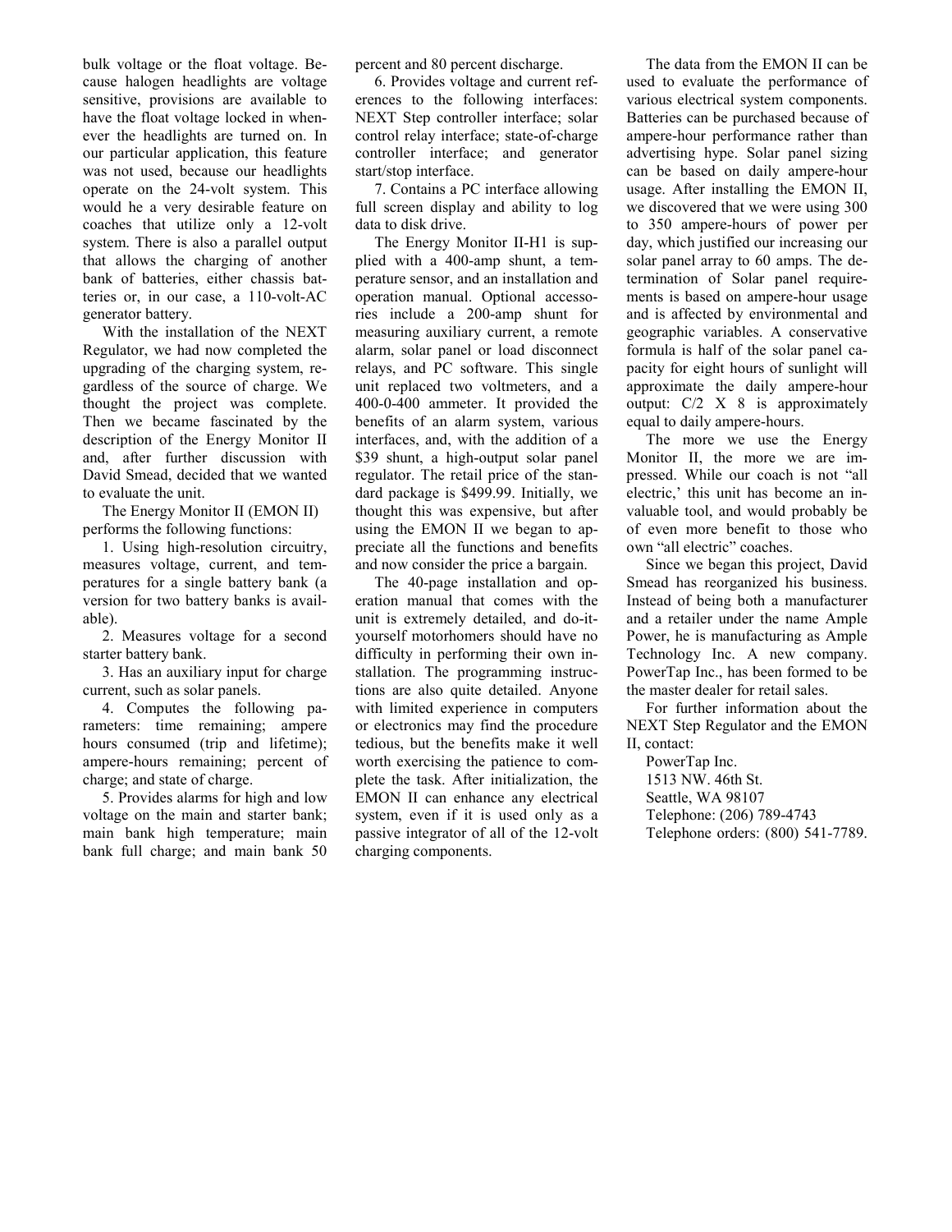bulk voltage or the float voltage. Because halogen headlights are voltage sensitive, provisions are available to have the float voltage locked in whenever the headlights are turned on. In our particular application, this feature was not used, because our headlights operate on the 24-volt system. This would he a very desirable feature on coaches that utilize only a 12-volt system. There is also a parallel output that allows the charging of another bank of batteries, either chassis batteries or, in our case, a 110-volt-AC generator battery.

With the installation of the NEXT Regulator, we had now completed the upgrading of the charging system, regardless of the source of charge. We thought the project was complete. Then we became fascinated by the description of the Energy Monitor II and, after further discussion with David Smead, decided that we wanted to evaluate the unit.

The Energy Monitor II (EMON II) performs the following functions:

1. Using high-resolution circuitry, measures voltage, current, and temperatures for a single battery bank (a version for two battery banks is available).

2. Measures voltage for a second starter battery bank.

3. Has an auxiliary input for charge current, such as solar panels.

4. Computes the following parameters: time remaining; ampere hours consumed (trip and lifetime); ampere-hours remaining; percent of charge; and state of charge.

5. Provides alarms for high and low voltage on the main and starter bank; main bank high temperature; main bank full charge; and main bank 50 percent and 80 percent discharge.

6. Provides voltage and current references to the following interfaces: NEXT Step controller interface; solar control relay interface; state-of-charge controller interface; and generator start/stop interface.

7. Contains a PC interface allowing full screen display and ability to log data to disk drive.

The Energy Monitor II-H1 is supplied with a 400-amp shunt, a temperature sensor, and an installation and operation manual. Optional accessories include a 200-amp shunt for measuring auxiliary current, a remote alarm, solar panel or load disconnect relays, and PC software. This single unit replaced two voltmeters, and a 400-0-400 ammeter. It provided the benefits of an alarm system, various interfaces, and, with the addition of a $39 shunt, a high-output solar panel regulator. The retail price of the standard package is $499.99. Initially, we thought this was expensive, but after using the EMON II we began to appreciate all the functions and benefits and now consider the price a bargain.

The 40-page installation and operation manual that comes with the unit is extremely detailed, and do-it-yourself motorhomers should have no difficulty in performing their own installation. The programming instructions are also quite detailed. Anyone with limited experience in computers or electronics may find the procedure tedious, but the benefits make it well worth exercising the patience to complete the task. After initialization, the EMON II can enhance any electrical system, even if it is used only as a passive integrator of all of the 12-volt charging components.

The data from the EMON II can be used to evaluate the performance of various electrical system components. Batteries can be purchased because of ampere-hour performance rather than advertising hype. Solar panel sizing can be based on daily ampere-hour usage. After installing the EMON II, we discovered that we were using 300 to 350 ampere-hours of power per day, which justified our increasing our solar panel array to 60 amps. The determination of Solar panel requirements is based on ampere-hour usage and is affected by environmental and geographic variables. A conservative formula is half of the solar panel capacity for eight hours of sunlight will approximate the daily ampere-hour output: C/2 X 8 is approximately equal to daily ampere-hours.

The more we use the Energy Monitor II, the more we are impressed. While our coach is not "all electric,' this unit has become an invaluable tool, and would probably be of even more benefit to those who own "all electric" coaches.

Since we began this project, David Smead has reorganized his business. Instead of being both a manufacturer and a retailer under the name Ample Power, he is manufacturing as Ample Technology Inc. A new company. PowerTap Inc., has been formed to be the master dealer for retail sales.

For further information about the NEXT Step Regulator and the EMON II, contact:

PowerTap Inc.
1513 NW. 46th St.
Seattle, WA 98107
Telephone: (206) 789-4743
Telephone orders: (800) 541-7789.